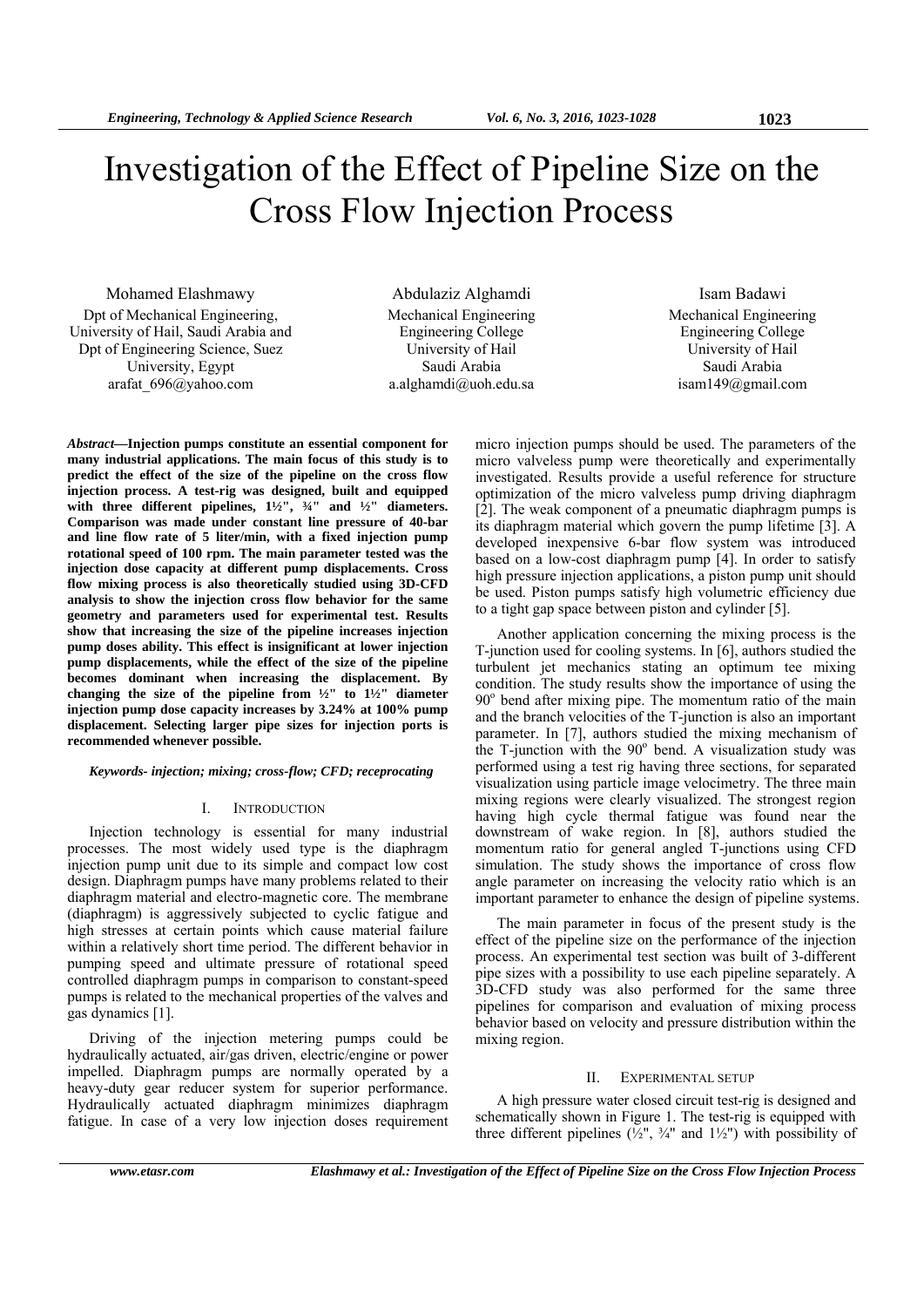# Investigation of the Effect of Pipeline Size on the Cross Flow Injection Process

Mohamed Elashmawy
Dpt of Mechanical Engineering,
University of Hail, Saudi Arabia and
Dpt of Engineering Science, Suez
University, Egypt
arafat_696@yahoo.com

Abdulaziz Alghamdi
Mechanical Engineering
Engineering College
University of Hail
Saudi Arabia
a.alghamdi@uoh.edu.sa

Isam Badawi
Mechanical Engineering
Engineering College
University of Hail
Saudi Arabia
isam149@gmail.com

***Abstract*—Injection pumps constitute an essential component for many industrial applications. The main focus of this study is to predict the effect of the size of the pipeline on the cross flow injection process. A test-rig was designed, built and equipped with three different pipelines, 1½", ¾" and ½" diameters. Comparison was made under constant line pressure of 40-bar and line flow rate of 5 liter/min, with a fixed injection pump rotational speed of 100 rpm. The main parameter tested was the injection dose capacity at different pump displacements. Cross flow mixing process is also theoretically studied using 3D-CFD analysis to show the injection cross flow behavior for the same geometry and parameters used for experimental test. Results show that increasing the size of the pipeline increases injection pump doses ability. This effect is insignificant at lower injection pump displacements, while the effect of the size of the pipeline becomes dominant when increasing the displacement. By changing the size of the pipeline from ½" to 1½" diameter injection pump dose capacity increases by 3.24% at 100% pump displacement. Selecting larger pipe sizes for injection ports is recommended whenever possible.**

***Keywords- injection; mixing; cross-flow; CFD; receprocating***

## I. INTRODUCTION

Injection technology is essential for many industrial processes. The most widely used type is the diaphragm injection pump unit due to its simple and compact low cost design. Diaphragm pumps have many problems related to their diaphragm material and electro-magnetic core. The membrane (diaphragm) is aggressively subjected to cyclic fatigue and high stresses at certain points which cause material failure within a relatively short time period. The different behavior in pumping speed and ultimate pressure of rotational speed controlled diaphragm pumps in comparison to constant-speed pumps is related to the mechanical properties of the valves and gas dynamics [1].

Driving of the injection metering pumps could be hydraulically actuated, air/gas driven, electric/engine or power impelled. Diaphragm pumps are normally operated by a heavy-duty gear reducer system for superior performance. Hydraulically actuated diaphragm minimizes diaphragm fatigue. In case of a very low injection doses requirement micro injection pumps should be used. The parameters of the micro valveless pump were theoretically and experimentally investigated. Results provide a useful reference for structure optimization of the micro valveless pump driving diaphragm [2]. The weak component of a pneumatic diaphragm pumps is its diaphragm material which govern the pump lifetime [3]. A developed inexpensive 6-bar flow system was introduced based on a low-cost diaphragm pump [4]. In order to satisfy high pressure injection applications, a piston pump unit should be used. Piston pumps satisfy high volumetric efficiency due to a tight gap space between piston and cylinder [5].

Another application concerning the mixing process is the T-junction used for cooling systems. In [6], authors studied the turbulent jet mechanics stating an optimum tee mixing condition. The study results show the importance of using the 90° bend after mixing pipe. The momentum ratio of the main and the branch velocities of the T-junction is also an important parameter. In [7], authors studied the mixing mechanism of the T-junction with the 90° bend. A visualization study was performed using a test rig having three sections, for separated visualization using particle image velocimetry. The three main mixing regions were clearly visualized. The strongest region having high cycle thermal fatigue was found near the downstream of wake region. In [8], authors studied the momentum ratio for general angled T-junctions using CFD simulation. The study shows the importance of cross flow angle parameter on increasing the velocity ratio which is an important parameter to enhance the design of pipeline systems.

The main parameter in focus of the present study is the effect of the pipeline size on the performance of the injection process. An experimental test section was built of 3-different pipe sizes with a possibility to use each pipeline separately. A 3D-CFD study was also performed for the same three pipelines for comparison and evaluation of mixing process behavior based on velocity and pressure distribution within the mixing region.

## II. EXPERIMENTAL SETUP

A high pressure water closed circuit test-rig is designed and schematically shown in Figure 1. The test-rig is equipped with three different pipelines (½", ¾" and 1½") with possibility of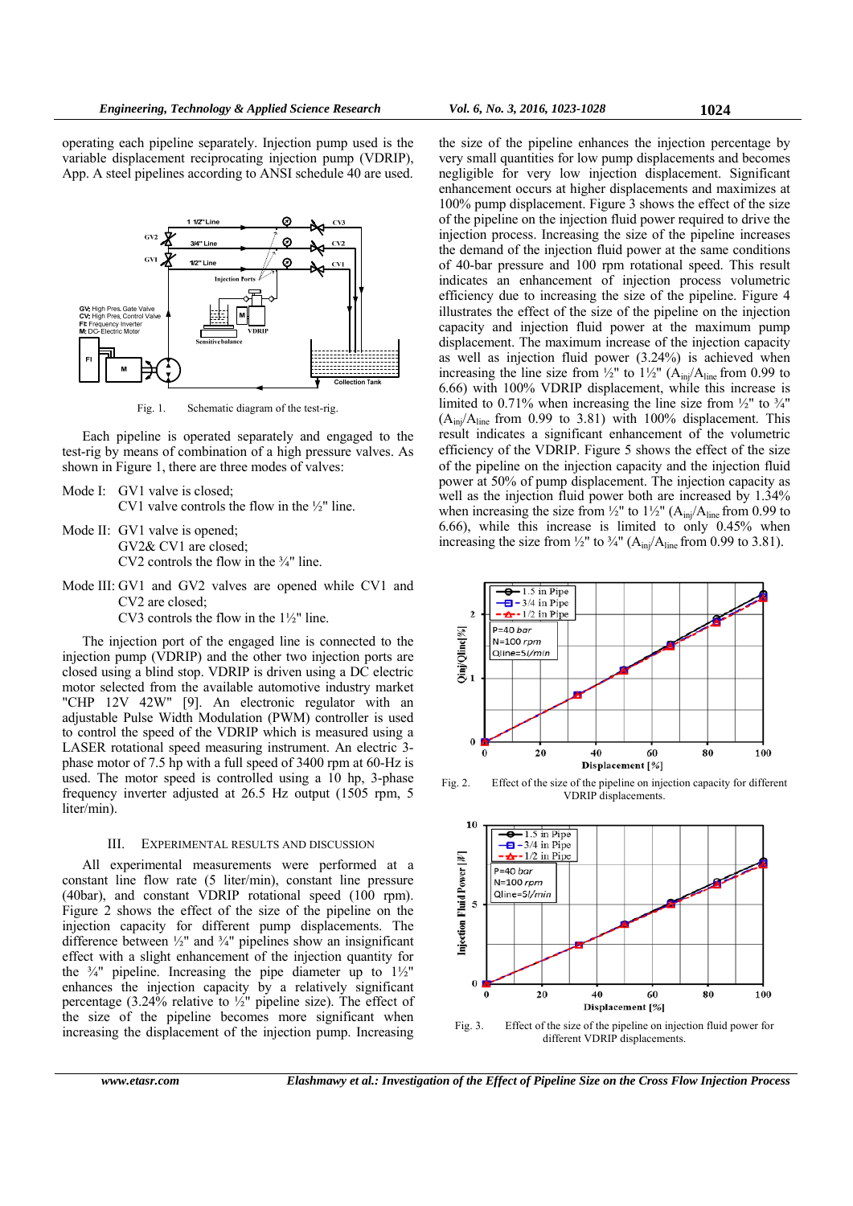operating each pipeline separately. Injection pump used is the variable displacement reciprocating injection pump (VDRIP), App. A steel pipelines according to ANSI schedule 40 are used.

Fig. 1. Schematic diagram of the test-rig.

Each pipeline is operated separately and engaged to the test-rig by means of combination of a high pressure valves. As shown in Figure 1, there are three modes of valves:

Mode I: GV1 valve is closed;
CV1 valve controls the flow in the ½" line.

Mode II: GV1 valve is opened;
GV2& CV1 are closed;
CV2 controls the flow in the ¾" line.

Mode III: GV1 and GV2 valves are opened while CV1 and CV2 are closed;
CV3 controls the flow in the 1½" line.

The injection port of the engaged line is connected to the injection pump (VDRIP) and the other two injection ports are closed using a blind stop. VDRIP is driven using a DC electric motor selected from the available automotive industry market "CHP 12V 42W" [9]. An electronic regulator with an adjustable Pulse Width Modulation (PWM) controller is used to control the speed of the VDRIP which is measured using a LASER rotational speed measuring instrument. An electric 3-phase motor of 7.5 hp with a full speed of 3400 rpm at 60-Hz is used. The motor speed is controlled using a 10 hp, 3-phase frequency inverter adjusted at 26.5 Hz output (1505 rpm, 5 liter/min).

## III. Experimental Results and Discussion

All experimental measurements were performed at a constant line flow rate (5 liter/min), constant line pressure (40bar), and constant VDRIP rotational speed (100 rpm). Figure 2 shows the effect of the size of the pipeline on the injection capacity for different pump displacements. The difference between ½" and ¾" pipelines show an insignificant effect with a slight enhancement of the injection quantity for the ¾" pipeline. Increasing the pipe diameter up to 1½" enhances the injection capacity by a relatively significant percentage (3.24% relative to ½" pipeline size). The effect of the size of the pipeline becomes more significant when increasing the displacement of the injection pump. Increasing the size of the pipeline enhances the injection percentage by very small quantities for low pump displacements and becomes negligible for very low injection displacement. Significant enhancement occurs at higher displacements and maximizes at 100% pump displacement. Figure 3 shows the effect of the size of the pipeline on the injection fluid power required to drive the injection process. Increasing the size of the pipeline increases the demand of the injection fluid power at the same conditions of 40-bar pressure and 100 rpm rotational speed. This result indicates an enhancement of injection process volumetric efficiency due to increasing the size of the pipeline. Figure 4 illustrates the effect of the size of the pipeline on the injection capacity and injection fluid power at the maximum pump displacement. The maximum increase of the injection capacity as well as injection fluid power (3.24%) is achieved when increasing the line size from ½" to 1½" ($A_{inj}/A_{line}$ from 0.99 to 6.66) with 100% VDRIP displacement, while this increase is limited to 0.71% when increasing the line size from ½" to ¾" ($A_{inj}/A_{line}$ from 0.99 to 3.81) with 100% displacement. This result indicates a significant enhancement of the volumetric efficiency of the VDRIP. Figure 5 shows the effect of the size of the pipeline on the injection capacity and the injection fluid power at 50% of pump displacement. The injection capacity as well as the injection fluid power both are increased by 1.34% when increasing the size from ½" to 1½" ($A_{inj}/A_{line}$ from 0.99 to 6.66), while this increase is limited to only 0.45% when increasing the size from ½" to ¾" ($A_{inj}/A_{line}$ from 0.99 to 3.81).

Fig. 2. Effect of the size of the pipeline on injection capacity for different VDRIP displacements.

Fig. 3. Effect of the size of the pipeline on injection fluid power for different VDRIP displacements.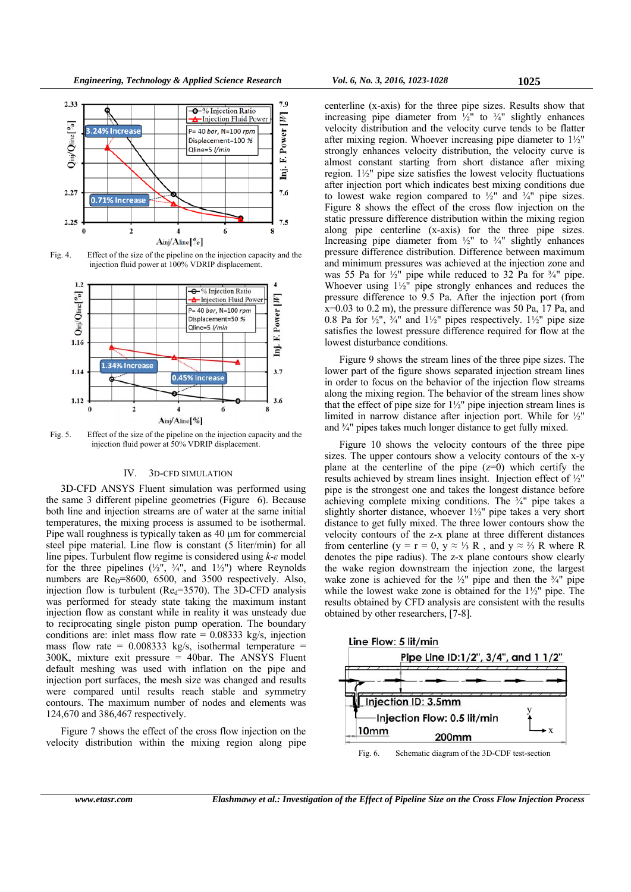Fig. 4. Effect of the size of the pipeline on the injection capacity and the injection fluid power at 100% VDRIP displacement.

Fig. 5. Effect of the size of the pipeline on the injection capacity and the injection fluid power at 50% VDRIP displacement.

## IV. 3D-CFD SIMULATION

3D-CFD ANSYS Fluent simulation was performed using the same 3 different pipeline geometries (Figure 6). Because both line and injection streams are of water at the same initial temperatures, the mixing process is assumed to be isothermal. Pipe wall roughness is typically taken as 40 µm for commercial steel pipe material. Line flow is constant (5 liter/min) for all line pipes. Turbulent flow regime is considered using *k-ε* model for the three pipelines (½", ¾", and 1½") where Reynolds numbers are $Re_D$=8600, 6500, and 3500 respectively. Also, injection flow is turbulent ($Re_d$=3570). The 3D-CFD analysis was performed for steady state taking the maximum instant injection flow as constant while in reality it was unsteady due to reciprocating single piston pump operation. The boundary conditions are: inlet mass flow rate = 0.08333 kg/s, injection mass flow rate = 0.008333 kg/s, isothermal temperature = 300K, mixture exit pressure = 40bar. The ANSYS Fluent default meshing was used with inflation on the pipe and injection port surfaces, the mesh size was changed and results were compared until results reach stable and symmetry contours. The maximum number of nodes and elements was 124,670 and 386,467 respectively.

Figure 7 shows the effect of the cross flow injection on the velocity distribution within the mixing region along pipe centerline (x-axis) for the three pipe sizes. Results show that increasing pipe diameter from ½" to ¾" slightly enhances velocity distribution and the velocity curve tends to be flatter after mixing region. Whoever increasing pipe diameter to 1½" strongly enhances velocity distribution, the velocity curve is almost constant starting from short distance after mixing region. 1½" pipe size satisfies the lowest velocity fluctuations after injection port which indicates best mixing conditions due to lowest wake region compared to ½" and ¾" pipe sizes. Figure 8 shows the effect of the cross flow injection on the static pressure difference distribution within the mixing region along pipe centerline (x-axis) for the three pipe sizes. Increasing pipe diameter from ½" to ¾" slightly enhances pressure difference distribution. Difference between maximum and minimum pressures was achieved at the injection zone and was 55 Pa for ½" pipe while reduced to 32 Pa for ¾" pipe. Whoever using 1½" pipe strongly enhances and reduces the pressure difference to 9.5 Pa. After the injection port (from x=0.03 to 0.2 m), the pressure difference was 50 Pa, 17 Pa, and 0.8 Pa for ½", ¾" and 1½" pipes respectively. 1½" pipe size satisfies the lowest pressure difference required for flow at the lowest disturbance conditions.

Figure 9 shows the stream lines of the three pipe sizes. The lower part of the figure shows separated injection stream lines in order to focus on the behavior of the injection flow streams along the mixing region. The behavior of the stream lines show that the effect of pipe size for 1½" pipe injection stream lines is limited in narrow distance after injection port. While for ½" and ¾" pipes takes much longer distance to get fully mixed.

Figure 10 shows the velocity contours of the three pipe sizes. The upper contours show a velocity contours of the x-y plane at the centerline of the pipe (z=0) which certify the results achieved by stream lines insight. Injection effect of ½" pipe is the strongest one and takes the longest distance before achieving complete mixing conditions. The ¾" pipe takes a slightly shorter distance, whoever 1½" pipe takes a very short distance to get fully mixed. The three lower contours show the velocity contours of the z-x plane at three different distances from centerline (y = r = 0, y ≈ ⅓ R , and y ≈ ⅔ R where R denotes the pipe radius). The z-x plane contours show clearly the wake region downstream the injection zone, the largest wake zone is achieved for the ½" pipe and then the ¾" pipe while the lowest wake zone is obtained for the 1½" pipe. The results obtained by CFD analysis are consistent with the results obtained by other researchers, [7-8].

Fig. 6. Schematic diagram of the 3D-CDF test-section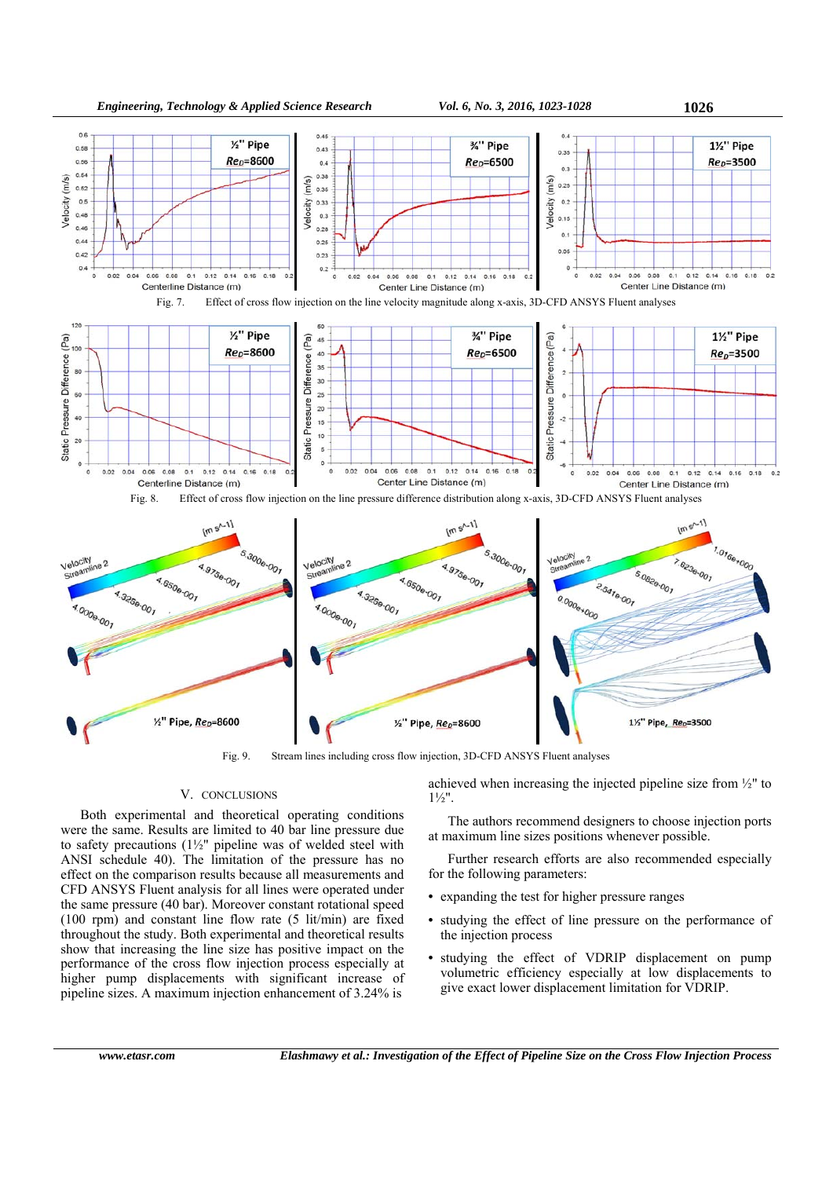Fig. 7. Effect of cross flow injection on the line velocity magnitude along x-axis, 3D-CFD ANSYS Fluent analyses

Fig. 8. Effect of cross flow injection on the line pressure difference distribution along x-axis, 3D-CFD ANSYS Fluent analyses

Fig. 9. Stream lines including cross flow injection, 3D-CFD ANSYS Fluent analyses

## V. CONCLUSIONS

Both experimental and theoretical operating conditions were the same. Results are limited to 40 bar line pressure due to safety precautions (1½" pipeline was of welded steel with ANSI schedule 40). The limitation of the pressure has no effect on the comparison results because all measurements and CFD ANSYS Fluent analysis for all lines were operated under the same pressure (40 bar). Moreover constant rotational speed (100 rpm) and constant line flow rate (5 lit/min) are fixed throughout the study. Both experimental and theoretical results show that increasing the line size has positive impact on the performance of the cross flow injection process especially at higher pump displacements with significant increase of pipeline sizes. A maximum injection enhancement of 3.24% is achieved when increasing the injected pipeline size from ½" to 1½".

The authors recommend designers to choose injection ports at maximum line sizes positions whenever possible.

Further research efforts are also recommended especially for the following parameters:

- expanding the test for higher pressure ranges
- studying the effect of line pressure on the performance of the injection process
- studying the effect of VDRIP displacement on pump volumetric efficiency especially at low displacements to give exact lower displacement limitation for VDRIP.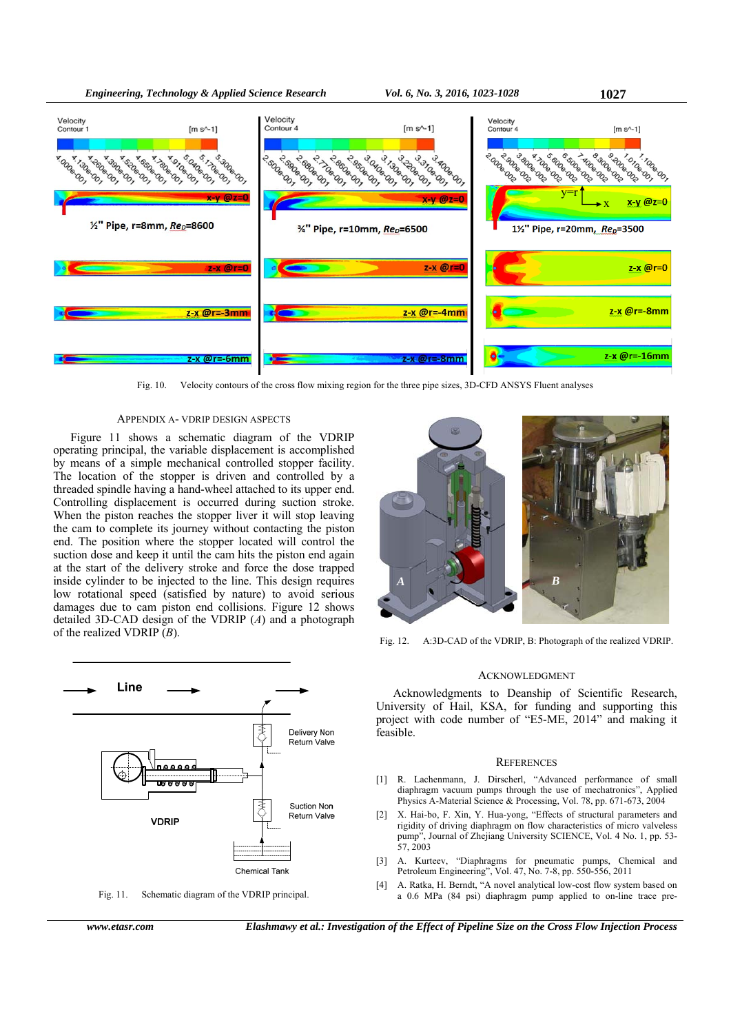Fig. 10. Velocity contours of the cross flow mixing region for the three pipe sizes, 3D-CFD ANSYS Fluent analyses

## APPENDIX A- VDRIP DESIGN ASPECTS

Figure 11 shows a schematic diagram of the VDRIP operating principal, the variable displacement is accomplished by means of a simple mechanical controlled stopper facility. The location of the stopper is driven and controlled by a threaded spindle having a hand-wheel attached to its upper end. Controlling displacement is occurred during suction stroke. When the piston reaches the stopper liver it will stop leaving the cam to complete its journey without contacting the piston end. The position where the stopper located will control the suction dose and keep it until the cam hits the piston end again at the start of the delivery stroke and force the dose trapped inside cylinder to be injected to the line. This design requires low rotational speed (satisfied by nature) to avoid serious damages due to cam piston end collisions. Figure 12 shows detailed 3D-CAD design of the VDRIP (*A*) and a photograph of the realized VDRIP (*B*).

Fig. 11. Schematic diagram of the VDRIP principal.

Fig. 12. A:3D-CAD of the VDRIP, B: Photograph of the realized VDRIP.

## ACKNOWLEDGMENT

Acknowledgments to Deanship of Scientific Research, University of Hail, KSA, for funding and supporting this project with code number of "E5-ME, 2014" and making it feasible.

## REFERENCES

[1] R. Lachenmann, J. Dirscherl, "Advanced performance of small diaphragm vacuum pumps through the use of mechatronics", Applied Physics A-Material Science & Processing, Vol. 78, pp. 671-673, 2004

[2] X. Hai-bo, F. Xin, Y. Hua-yong, "Effects of structural parameters and rigidity of driving diaphragm on flow characteristics of micro valveless pump", Journal of Zhejiang University SCIENCE, Vol. 4 No. 1, pp. 53-57, 2003

[3] A. Kurteev, "Diaphragms for pneumatic pumps, Chemical and Petroleum Engineering", Vol. 47, No. 7-8, pp. 550-556, 2011

[4] A. Ratka, H. Berndt, "A novel analytical low-cost flow system based on a 0.6 MPa (84 psi) diaphragm pump applied to on-line trace pre-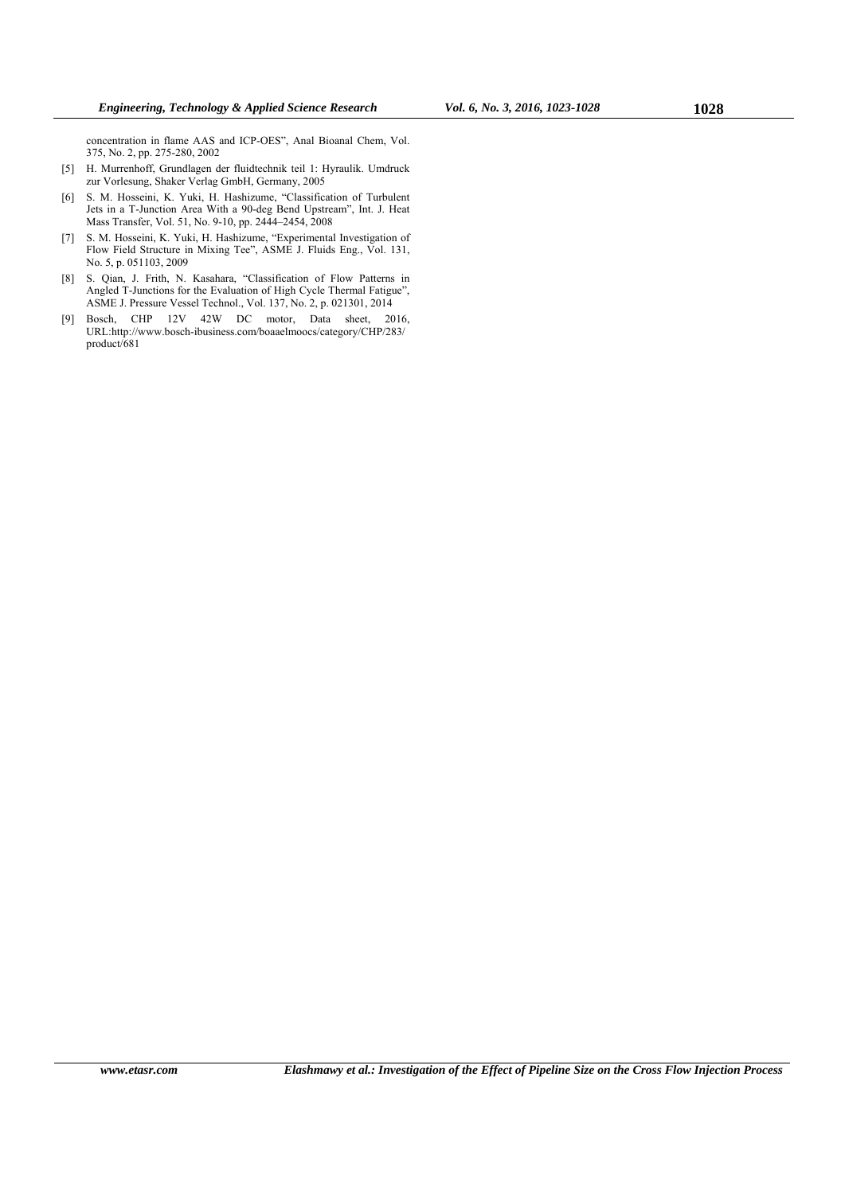concentration in flame AAS and ICP-OES", Anal Bioanal Chem, Vol. 375, No. 2, pp. 275-280, 2002

[5] H. Murrenhoff, Grundlagen der fluidtechnik teil 1: Hyraulik. Umdruck zur Vorlesung, Shaker Verlag GmbH, Germany, 2005

[6] S. M. Hosseini, K. Yuki, H. Hashizume, "Classification of Turbulent Jets in a T-Junction Area With a 90-deg Bend Upstream", Int. J. Heat Mass Transfer, Vol. 51, No. 9-10, pp. 2444–2454, 2008

[7] S. M. Hosseini, K. Yuki, H. Hashizume, "Experimental Investigation of Flow Field Structure in Mixing Tee", ASME J. Fluids Eng., Vol. 131, No. 5, p. 051103, 2009

[8] S. Qian, J. Frith, N. Kasahara, "Classification of Flow Patterns in Angled T-Junctions for the Evaluation of High Cycle Thermal Fatigue", ASME J. Pressure Vessel Technol., Vol. 137, No. 2, p. 021301, 2014

[9] Bosch, CHP 12V 42W DC motor, Data sheet, 2016, URL:http://www.bosch-ibusiness.com/boaaelmoocs/category/CHP/283/product/681